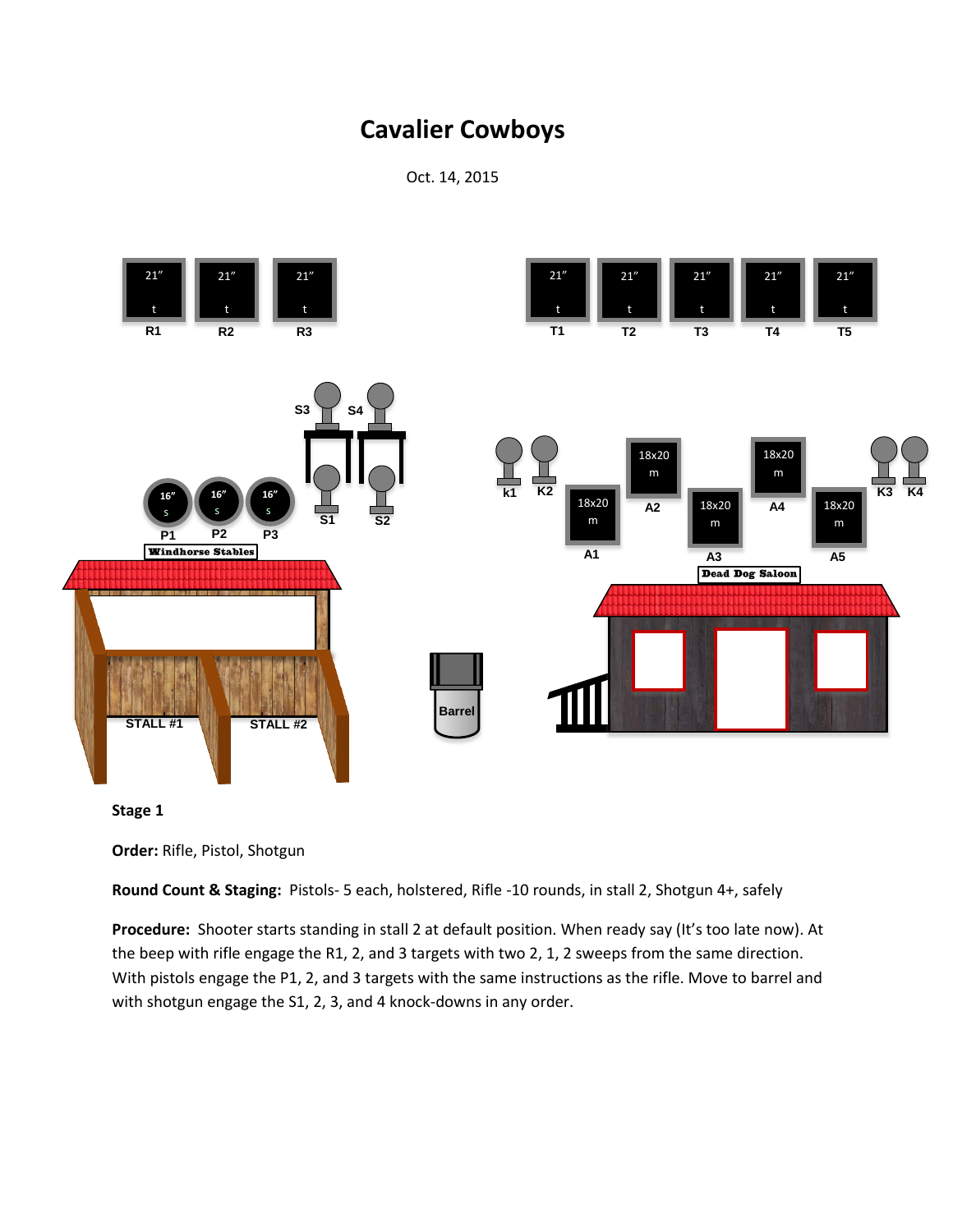# Cavalier Cowboys

Oct. 14, 2015

21" t R1 · 21" t R2 · 21" t R3

21" t T1 · 21" t T2 · 21" t T3 · 21" t T4 · 21" t T5

S3 S4

S1 S2

16" s P1 · 16" s P2 · 16" s P3

Windhorse Stables

STALL #1 · STALL #2

Barrel

k1 K2 · 18x20 m A1 · 18x20 m A2 · 18x20 m A3 · 18x20 m A4 · 18x20 m A5 · K3 K4

Dead Dog Saloon

**Stage 1**

**Order:** Rifle, Pistol, Shotgun

**Round Count & Staging:** Pistols- 5 each, holstered, Rifle -10 rounds, in stall 2, Shotgun 4+, safely

**Procedure:** Shooter starts standing in stall 2 at default position. When ready say (It's too late now). At the beep with rifle engage the R1, 2, and 3 targets with two 2, 1, 2 sweeps from the same direction. With pistols engage the P1, 2, and 3 targets with the same instructions as the rifle. Move to barrel and with shotgun engage the S1, 2, 3, and 4 knock-downs in any order.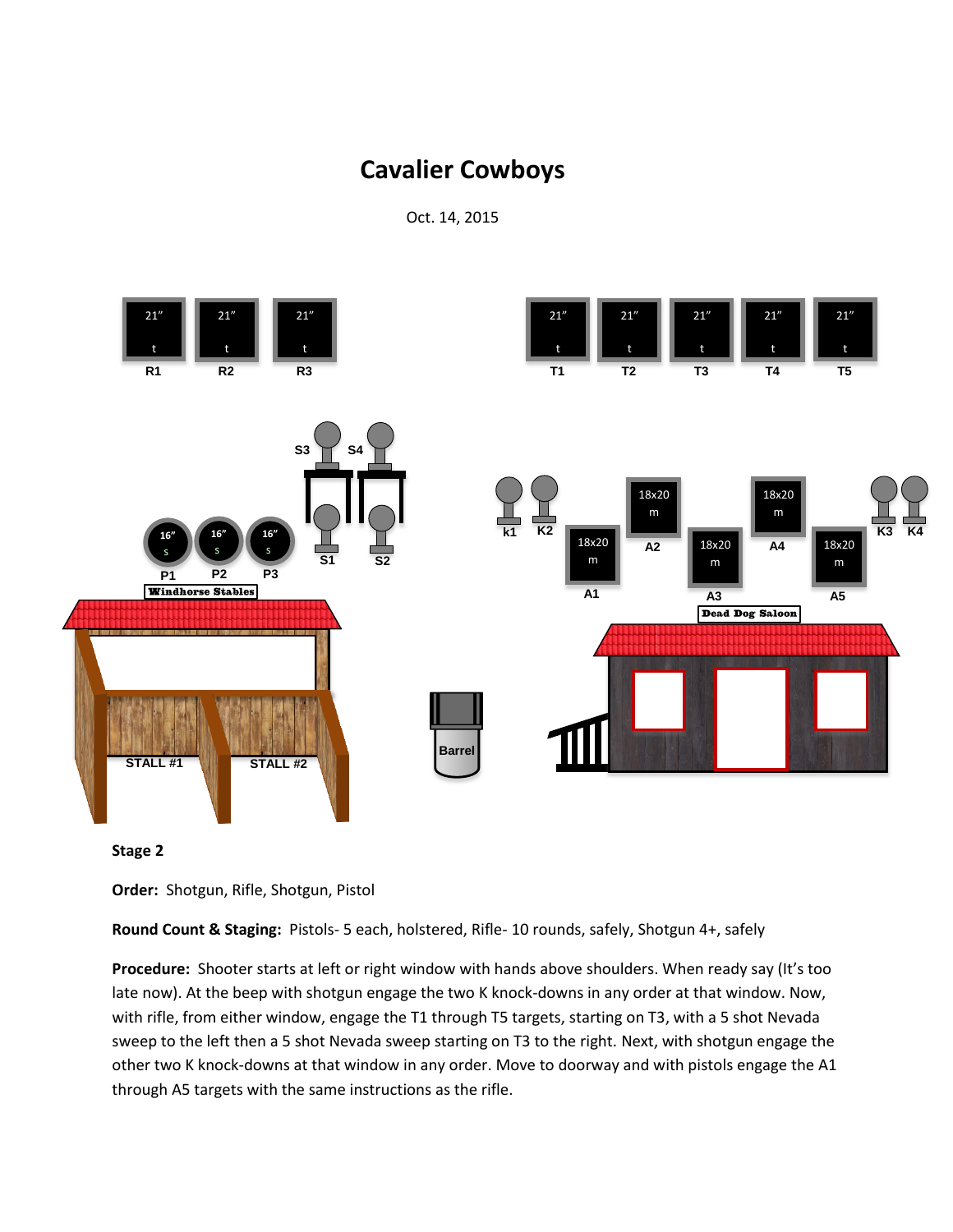# Cavalier Cowboys

Oct. 14, 2015

**Stage 2**

**Order:** Shotgun, Rifle, Shotgun, Pistol

**Round Count & Staging:** Pistols- 5 each, holstered, Rifle- 10 rounds, safely, Shotgun 4+, safely

**Procedure:** Shooter starts at left or right window with hands above shoulders. When ready say (It's too late now). At the beep with shotgun engage the two K knock-downs in any order at that window. Now, with rifle, from either window, engage the T1 through T5 targets, starting on T3, with a 5 shot Nevada sweep to the left then a 5 shot Nevada sweep starting on T3 to the right. Next, with shotgun engage the other two K knock-downs at that window in any order. Move to doorway and with pistols engage the A1 through A5 targets with the same instructions as the rifle.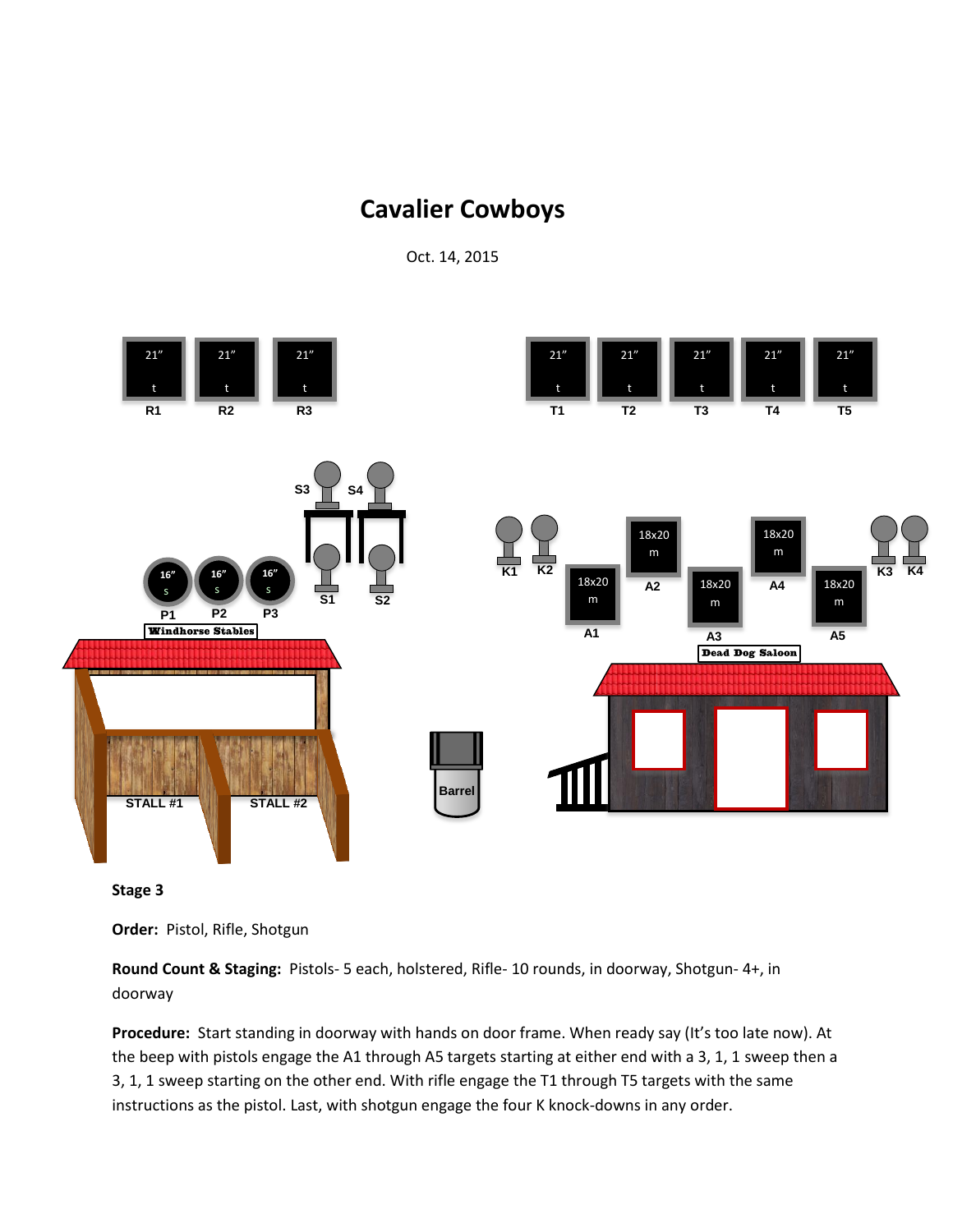# Cavalier Cowboys

Oct. 14, 2015

**Stage 3**

**Order:** Pistol, Rifle, Shotgun

**Round Count & Staging:** Pistols- 5 each, holstered, Rifle- 10 rounds, in doorway, Shotgun- 4+, in doorway

**Procedure:** Start standing in doorway with hands on door frame. When ready say (It's too late now). At the beep with pistols engage the A1 through A5 targets starting at either end with a 3, 1, 1 sweep then a 3, 1, 1 sweep starting on the other end. With rifle engage the T1 through T5 targets with the same instructions as the pistol. Last, with shotgun engage the four K knock-downs in any order.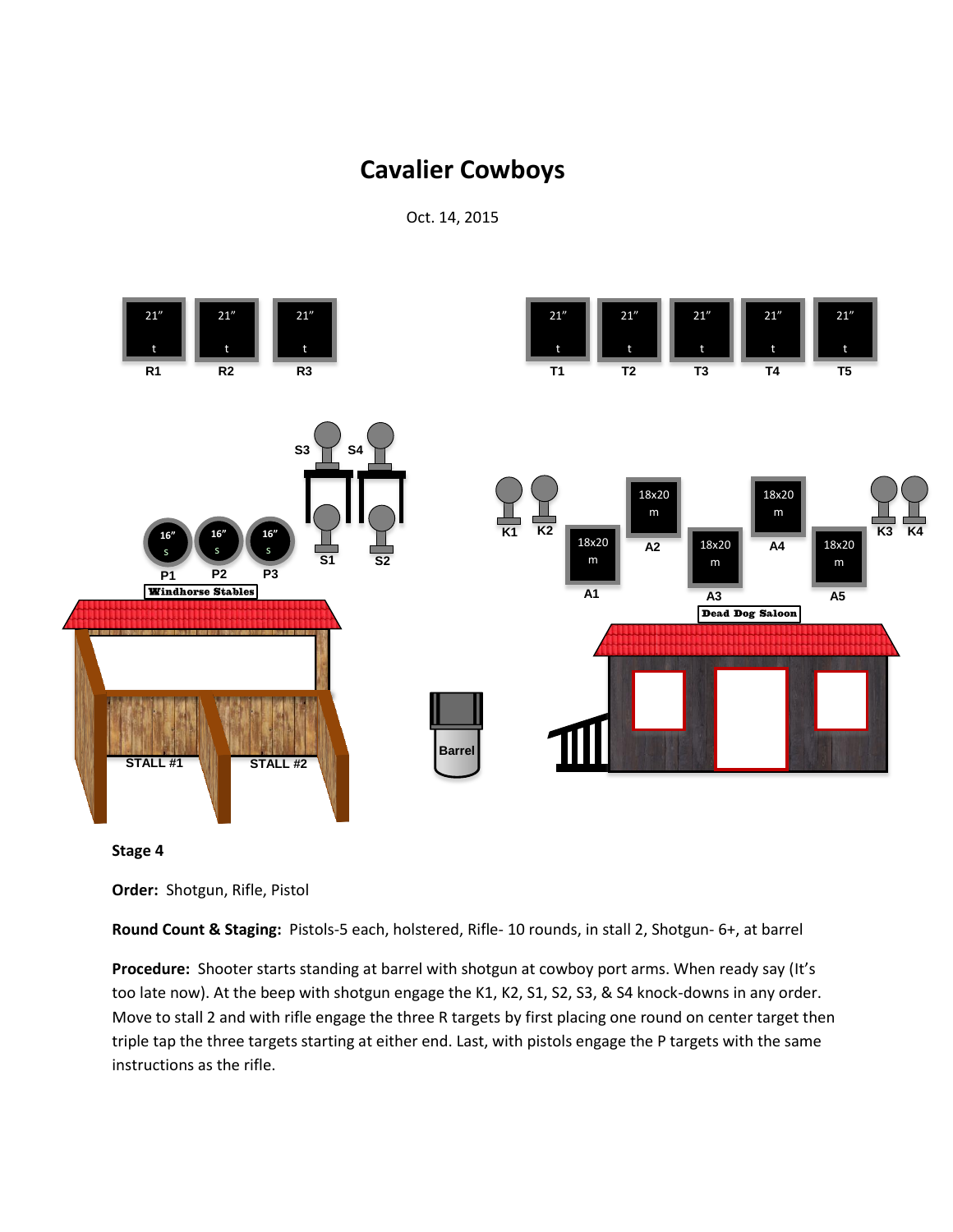# Cavalier Cowboys

Oct. 14, 2015

**Stage 4**

**Order:** Shotgun, Rifle, Pistol

**Round Count & Staging:** Pistols-5 each, holstered, Rifle- 10 rounds, in stall 2, Shotgun- 6+, at barrel

**Procedure:** Shooter starts standing at barrel with shotgun at cowboy port arms. When ready say (It's too late now). At the beep with shotgun engage the K1, K2, S1, S2, S3, & S4 knock-downs in any order. Move to stall 2 and with rifle engage the three R targets by first placing one round on center target then triple tap the three targets starting at either end. Last, with pistols engage the P targets with the same instructions as the rifle.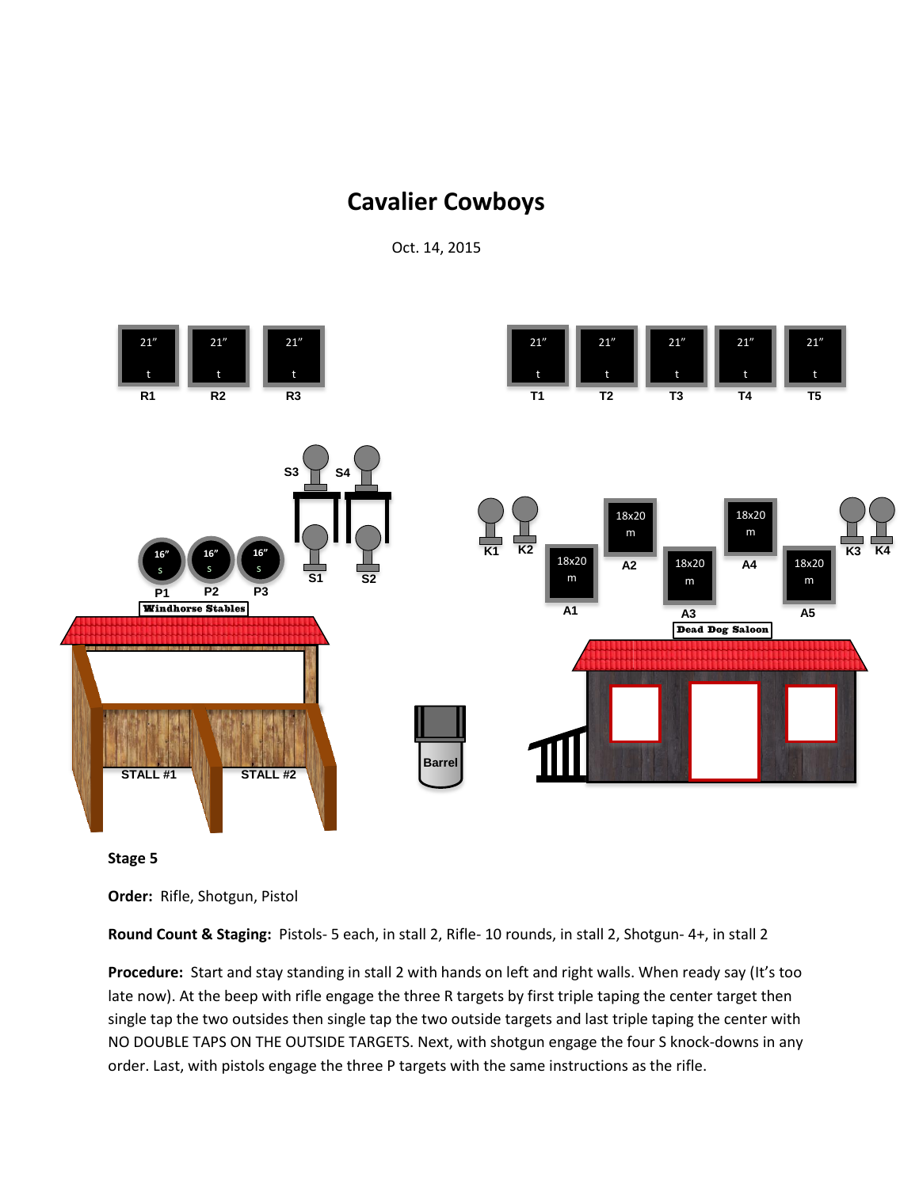# Cavalier Cowboys

Oct. 14, 2015

21" t R1 21" t R2 21" t R3

21" t T1 21" t T2 21" t T3 21" t T4 21" t T5

S3 S4 S1 S2

16" s P1 16" s P2 16" s P3

K1 K2 18x20 m A1 18x20 m A2 18x20 m A3 18x20 m A4 18x20 m A5 K3 K4

Windhorse Stables

Dead Dog Saloon

STALL #1 STALL #2

Barrel

**Stage 5**

**Order:** Rifle, Shotgun, Pistol

**Round Count & Staging:** Pistols- 5 each, in stall 2, Rifle- 10 rounds, in stall 2, Shotgun- 4+, in stall 2

**Procedure:** Start and stay standing in stall 2 with hands on left and right walls. When ready say (It's too late now). At the beep with rifle engage the three R targets by first triple taping the center target then single tap the two outsides then single tap the two outside targets and last triple taping the center with NO DOUBLE TAPS ON THE OUTSIDE TARGETS. Next, with shotgun engage the four S knock-downs in any order. Last, with pistols engage the three P targets with the same instructions as the rifle.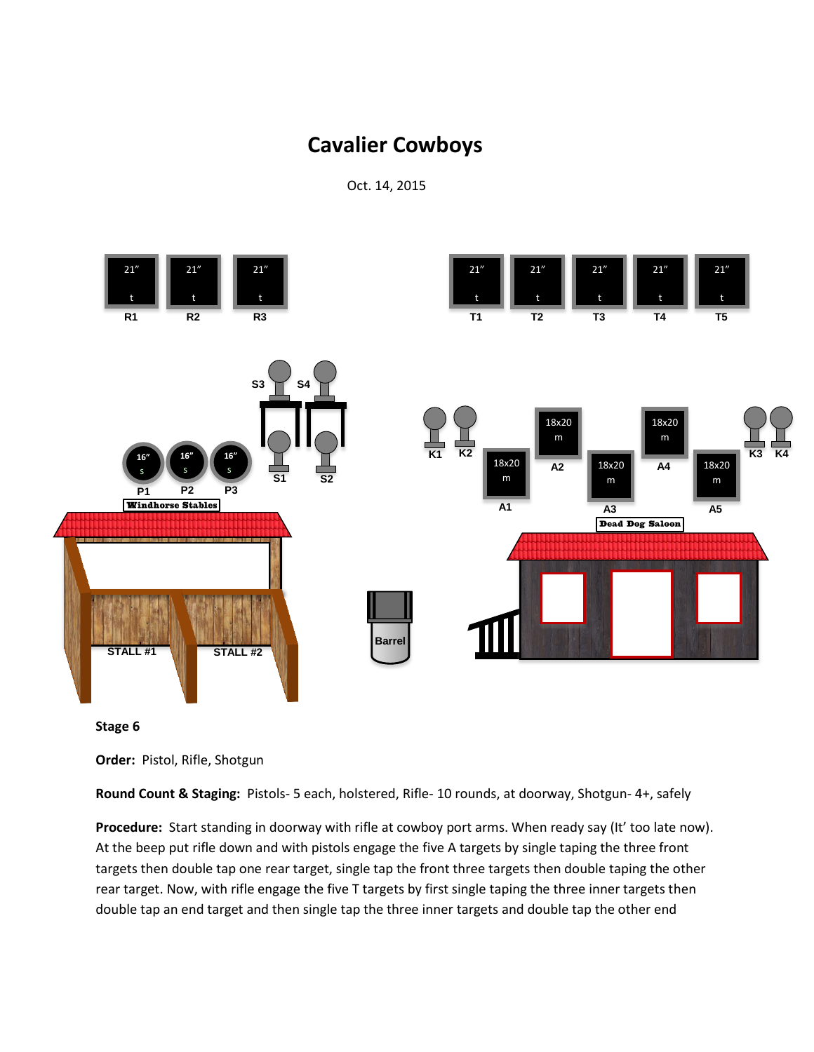# Cavalier Cowboys

Oct. 14, 2015

R1 R2 R3 (21" t)

T1 T2 T3 T4 T5 (21" t)

S3 S4

S1 S2

P1 P2 P3 (16" s)

K1 K2 A2 A4 K3 K4

A1 A3 A5 (18x20 m)

Windhorse Stables

Dead Dog Saloon

STALL #1 STALL #2

Barrel

**Stage 6**

**Order:** Pistol, Rifle, Shotgun

**Round Count & Staging:** Pistols- 5 each, holstered, Rifle- 10 rounds, at doorway, Shotgun- 4+, safely

**Procedure:** Start standing in doorway with rifle at cowboy port arms. When ready say (It' too late now). At the beep put rifle down and with pistols engage the five A targets by single taping the three front targets then double tap one rear target, single tap the front three targets then double taping the other rear target. Now, with rifle engage the five T targets by first single taping the three inner targets then double tap an end target and then single tap the three inner targets and double tap the other end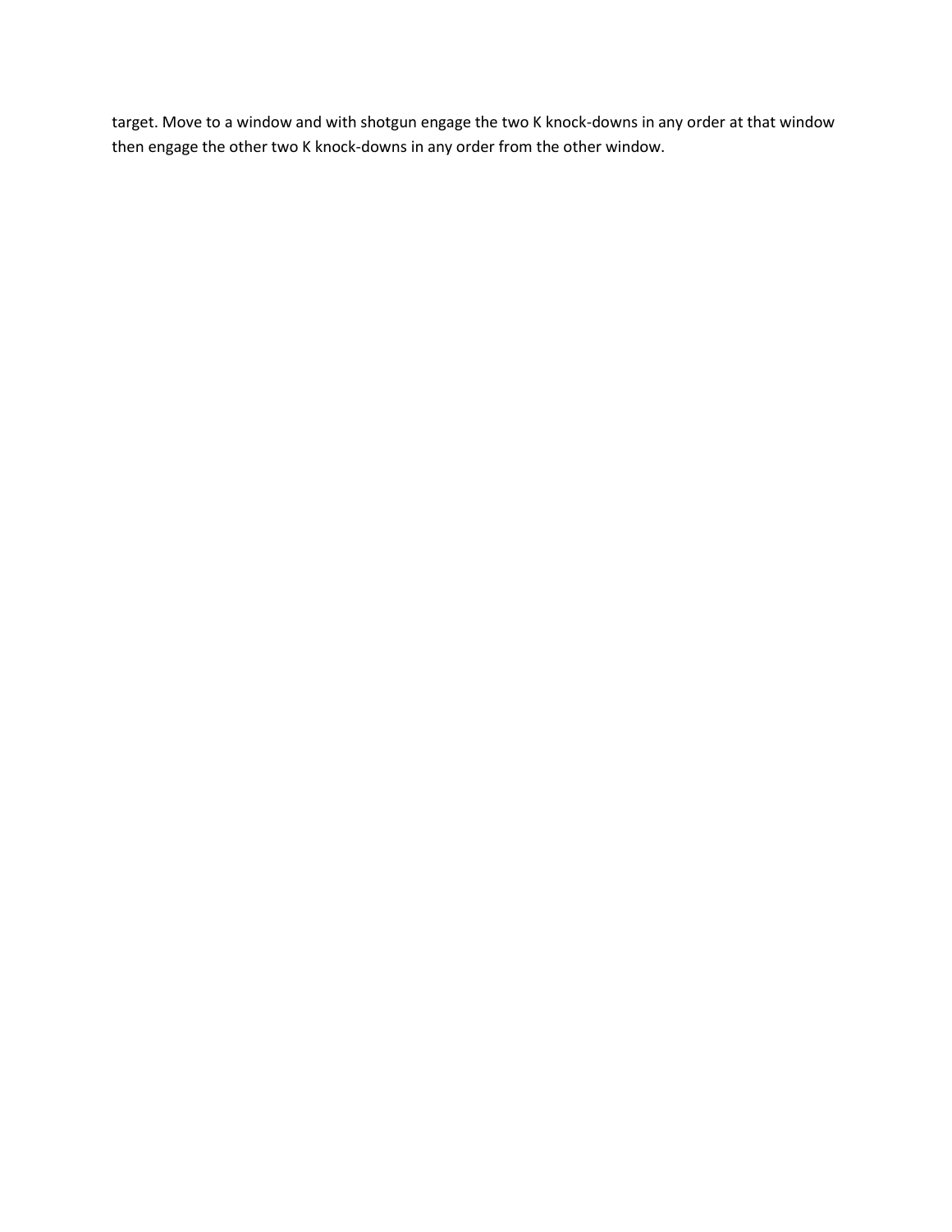target. Move to a window and with shotgun engage the two K knock-downs in any order at that window then engage the other two K knock-downs in any order from the other window.